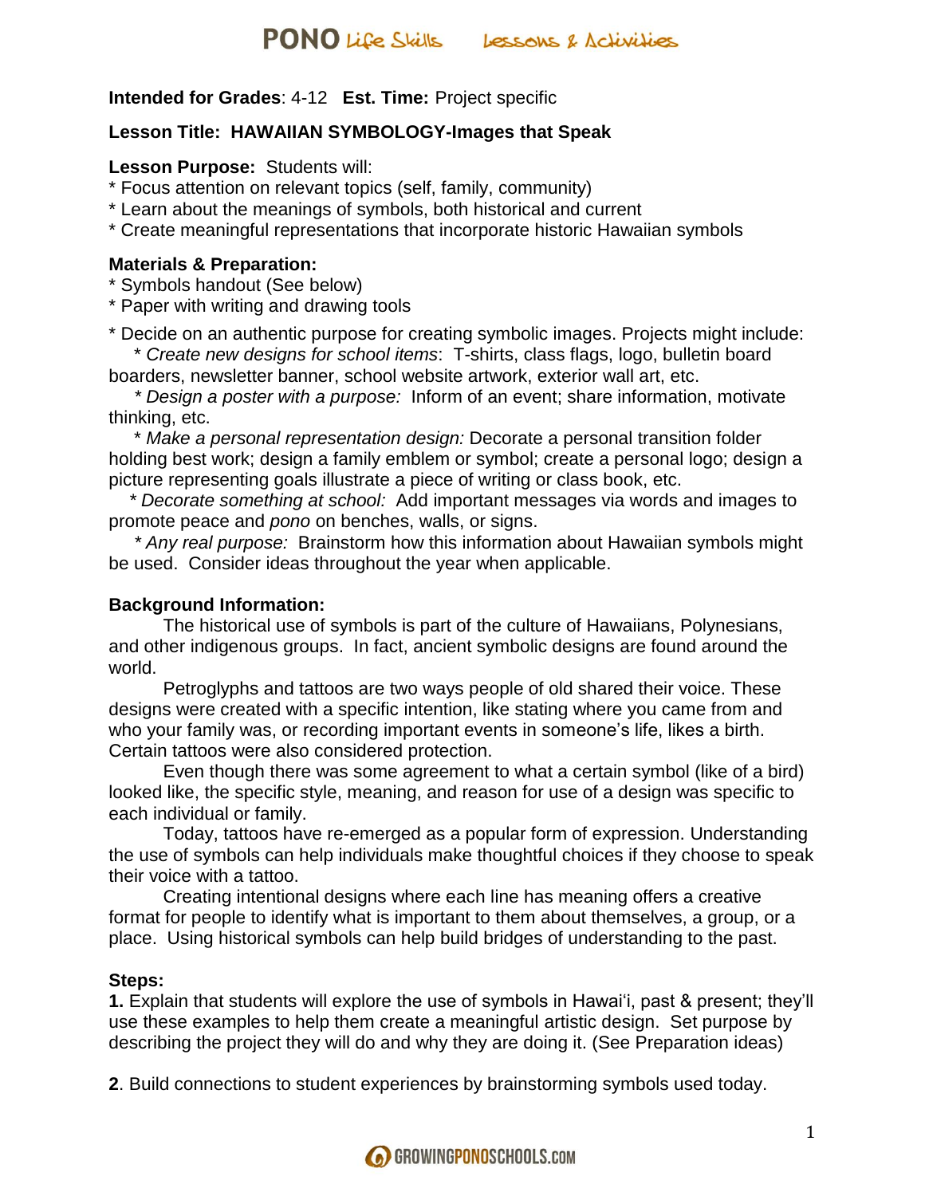**Intended for Grades**: 4-12 **Est. Time:** Project specific

**Lesson Title: HAWAIIAN SYMBOLOGY-Images that Speak**

**Lesson Purpose:** Students will:
* Focus attention on relevant topics (self, family, community)
* Learn about the meanings of symbols, both historical and current
* Create meaningful representations that incorporate historic Hawaiian symbols

**Materials & Preparation:**
* Symbols handout (See below)
* Paper with writing and drawing tools

* Decide on an authentic purpose for creating symbolic images. Projects might include:
 * *Create new designs for school items*: T-shirts, class flags, logo, bulletin board boarders, newsletter banner, school website artwork, exterior wall art, etc.
 * *Design a poster with a purpose:* Inform of an event; share information, motivate thinking, etc.
 * *Make a personal representation design:* Decorate a personal transition folder holding best work; design a family emblem or symbol; create a personal logo; design a picture representing goals illustrate a piece of writing or class book, etc.
 * *Decorate something at school:* Add important messages via words and images to promote peace and *pono* on benches, walls, or signs.
 * *Any real purpose:* Brainstorm how this information about Hawaiian symbols might be used. Consider ideas throughout the year when applicable.

**Background Information:**

The historical use of symbols is part of the culture of Hawaiians, Polynesians, and other indigenous groups. In fact, ancient symbolic designs are found around the world.

Petroglyphs and tattoos are two ways people of old shared their voice. These designs were created with a specific intention, like stating where you came from and who your family was, or recording important events in someone's life, likes a birth. Certain tattoos were also considered protection.

Even though there was some agreement to what a certain symbol (like of a bird) looked like, the specific style, meaning, and reason for use of a design was specific to each individual or family.

Today, tattoos have re-emerged as a popular form of expression. Understanding the use of symbols can help individuals make thoughtful choices if they choose to speak their voice with a tattoo.

Creating intentional designs where each line has meaning offers a creative format for people to identify what is important to them about themselves, a group, or a place. Using historical symbols can help build bridges of understanding to the past.

**Steps:**

**1.** Explain that students will explore the use of symbols in Hawai'i, past & present; they'll use these examples to help them create a meaningful artistic design. Set purpose by describing the project they will do and why they are doing it. (See Preparation ideas)

**2**. Build connections to student experiences by brainstorming symbols used today.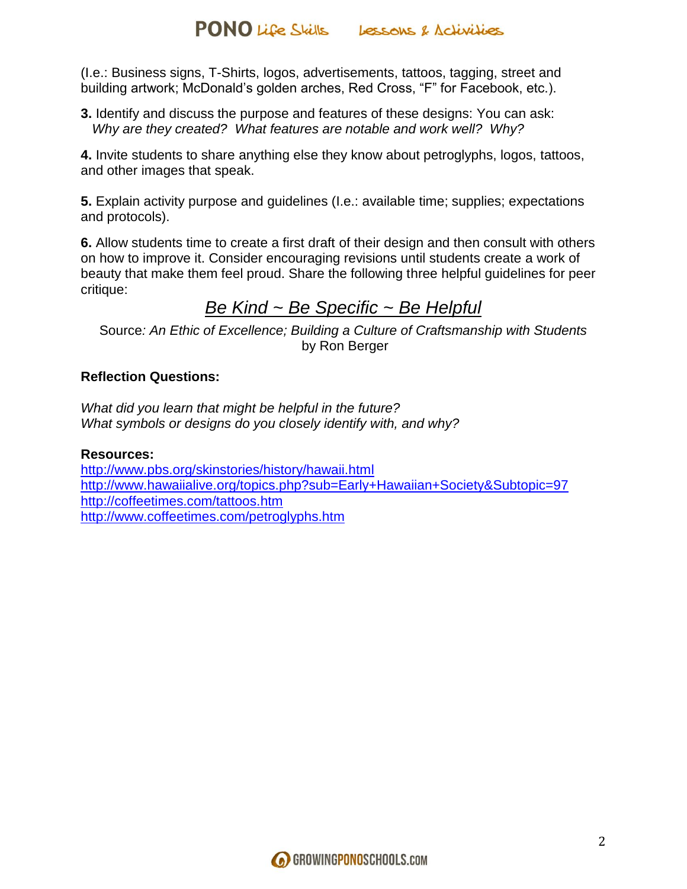(I.e.: Business signs, T-Shirts, logos, advertisements, tattoos, tagging, street and building artwork; McDonald's golden arches, Red Cross, "F" for Facebook, etc.).

**3.** Identify and discuss the purpose and features of these designs: You can ask: *Why are they created? What features are notable and work well? Why?*

**4.** Invite students to share anything else they know about petroglyphs, logos, tattoos, and other images that speak.

**5.** Explain activity purpose and guidelines (I.e.: available time; supplies; expectations and protocols).

**6.** Allow students time to create a first draft of their design and then consult with others on how to improve it. Consider encouraging revisions until students create a work of beauty that make them feel proud. Share the following three helpful guidelines for peer critique:

<u>*Be Kind ~ Be Specific ~ Be Helpful*</u>

Source*: An Ethic of Excellence; Building a Culture of Craftsmanship with Students* by Ron Berger

**Reflection Questions:**

*What did you learn that might be helpful in the future?*
*What symbols or designs do you closely identify with, and why?*

**Resources:**
http://www.pbs.org/skinstories/history/hawaii.html
http://www.hawaiialive.org/topics.php?sub=Early+Hawaiian+Society&Subtopic=97
http://coffeetimes.com/tattoos.htm
http://www.coffeetimes.com/petroglyphs.htm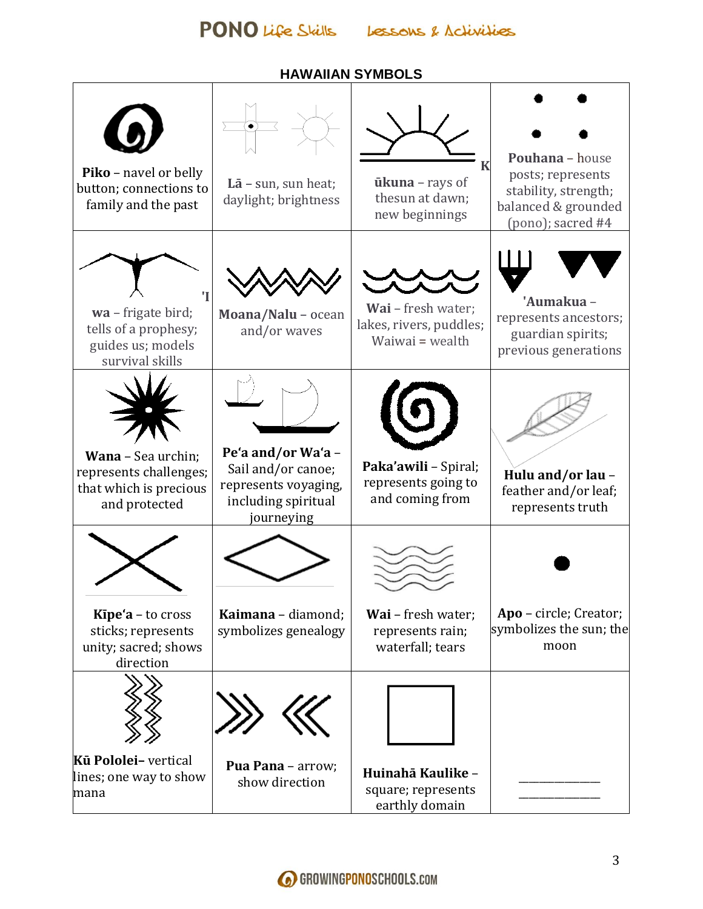## HAWAIIAN SYMBOLS

| | | | |
|---|---|---|---|
| **Piko** – navel or belly button; connections to family and the past | **Lā** – sun, sun heat; daylight; brightness | **K ūkuna** – rays of thesun at dawn; new beginnings | **Pouhana** – house posts; represents stability, strength; balanced & grounded (pono); sacred #4 |
| **'I wa** – frigate bird; tells of a prophesy; guides us; models survival skills | **Moana/Nalu** – ocean and/or waves | **Wai** – fresh water; lakes, rivers, puddles; Waiwai = wealth | **'Aumakua** – represents ancestors; guardian spirits; previous generations |
| **Wana** – Sea urchin; represents challenges; that which is precious and protected | **Pe'a and/or Wa'a** – Sail and/or canoe; represents voyaging, including spiritual journeying | **Paka'awili** – Spiral; represents going to and coming from | **Hulu and/or lau** – feather and/or leaf; represents truth |
| **Kīpe'a** – to cross sticks; represents unity; sacred; shows direction | **Kaimana** – diamond; symbolizes genealogy | **Wai** – fresh water; represents rain; waterfall; tears | **Apo** – circle; Creator; symbolizes the sun; the moon |
| **Kū Pololei**– vertical lines; one way to show mana | **Pua Pana** – arrow; show direction | **Huinahā Kaulike** – square; represents earthly domain | ______________ ______________ |